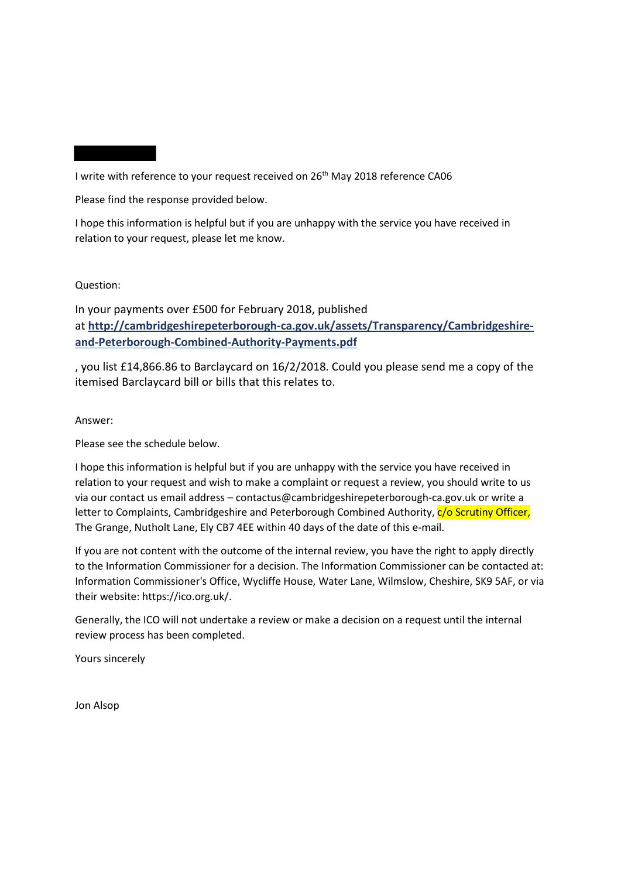I write with reference to your request received on 26th May 2018 reference CA06

Please find the response provided below.

I hope this information is helpful but if you are unhappy with the service you have received in relation to your request, please let me know.

Question:

In your payments over £500 for February 2018, published at **http://cambridgeshirepeterborough-ca.gov.uk/assets/Transparency/Cambridgeshire-and-Peterborough-Combined-Authority-Payments.pdf**

, you list £14,866.86 to Barclaycard on 16/2/2018. Could you please send me a copy of the itemised Barclaycard bill or bills that this relates to.

Answer:

Please see the schedule below.

I hope this information is helpful but if you are unhappy with the service you have received in relation to your request and wish to make a complaint or request a review, you should write to us via our contact us email address – contactus@cambridgeshirepeterborough-ca.gov.uk or write a letter to Complaints, Cambridgeshire and Peterborough Combined Authority, c/o Scrutiny Officer, The Grange, Nutholt Lane, Ely CB7 4EE within 40 days of the date of this e-mail.

If you are not content with the outcome of the internal review, you have the right to apply directly to the Information Commissioner for a decision. The Information Commissioner can be contacted at: Information Commissioner's Office, Wycliffe House, Water Lane, Wilmslow, Cheshire, SK9 5AF, or via their website: https://ico.org.uk/.

Generally, the ICO will not undertake a review or make a decision on a request until the internal review process has been completed.

Yours sincerely

Jon Alsop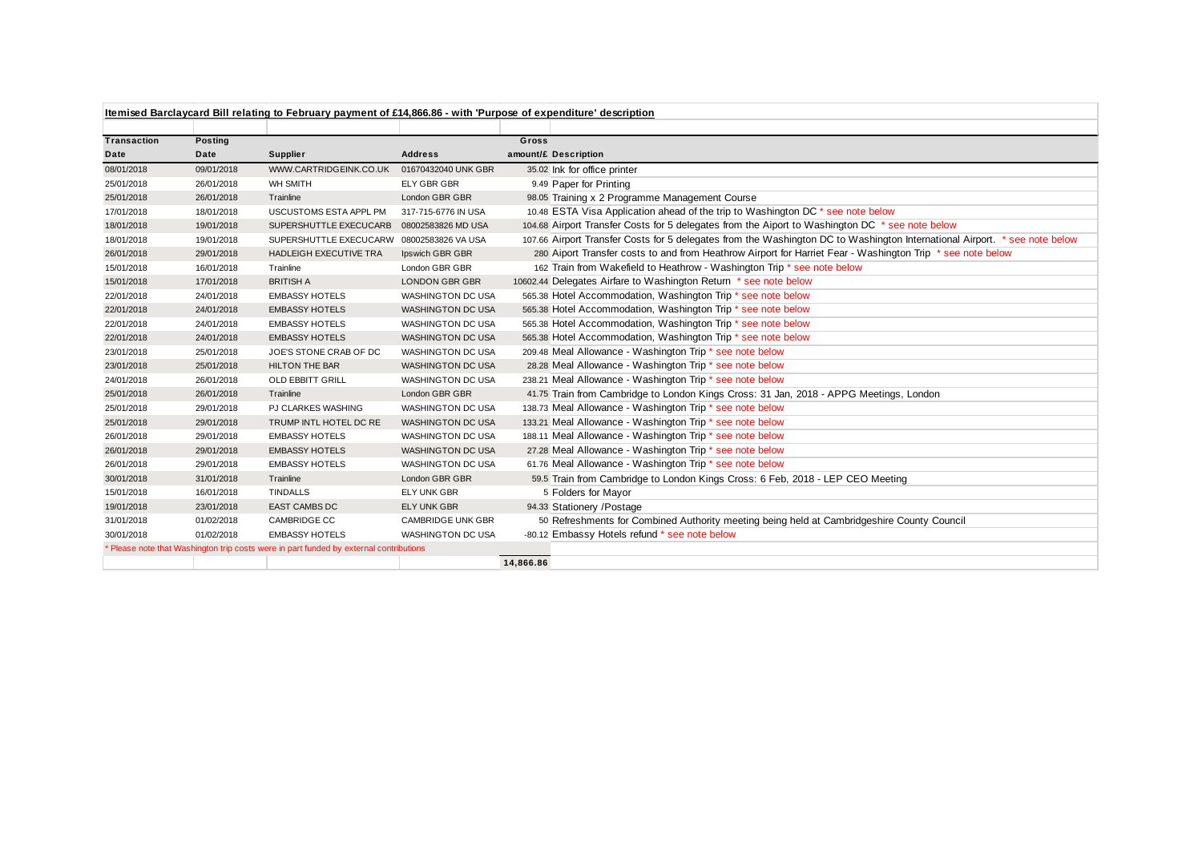**Itemised Barclaycard Bill relating to February payment of £14,866.86 - with 'Purpose of expenditure' description**

| Transaction Date | Posting Date | Supplier | Address | Gross amount/£ | Description |
|---|---|---|---|---|---|
| 08/01/2018 | 09/01/2018 | WWW.CARTRIDGEINK.CO.UK | 01670432040 UNK GBR | 35.02 | Ink for office printer |
| 25/01/2018 | 26/01/2018 | WH SMITH | ELY GBR GBR | 9.49 | Paper for Printing |
| 25/01/2018 | 26/01/2018 | Trainline | London GBR GBR | 98.05 | Training x 2 Programme Management Course |
| 17/01/2018 | 18/01/2018 | USCUSTOMS ESTA APPL PM | 317-715-6776 IN USA | 10.48 | ESTA Visa Application ahead of the trip to Washington DC * see note below |
| 18/01/2018 | 19/01/2018 | SUPERSHUTTLE EXECUCARB | 08002583826 MD USA | 104.68 | Airport Transfer Costs for 5 delegates from the Aiport to Washington DC * see note below |
| 18/01/2018 | 19/01/2018 | SUPERSHUTTLE EXECUCARW | 08002583826 VA USA | 107.66 | Airport Transfer Costs for 5 delegates from the Washington DC to Washington International Airport. * see note below |
| 26/01/2018 | 29/01/2018 | HADLEIGH EXECUTIVE TRA | Ipswich GBR GBR | 280 | Aiport Transfer costs to and from Heathrow Airport for Harriet Fear - Washington Trip * see note below |
| 15/01/2018 | 16/01/2018 | Trainline | London GBR GBR | 162 | Train from Wakefield to Heathrow - Washington Trip * see note below |
| 15/01/2018 | 17/01/2018 | BRITISH A | LONDON GBR GBR | 10602.44 | Delegates Airfare to Washington Return * see note below |
| 22/01/2018 | 24/01/2018 | EMBASSY HOTELS | WASHINGTON DC USA | 565.38 | Hotel Accommodation, Washington Trip * see note below |
| 22/01/2018 | 24/01/2018 | EMBASSY HOTELS | WASHINGTON DC USA | 565.38 | Hotel Accommodation, Washington Trip * see note below |
| 22/01/2018 | 24/01/2018 | EMBASSY HOTELS | WASHINGTON DC USA | 565.38 | Hotel Accommodation, Washington Trip * see note below |
| 22/01/2018 | 24/01/2018 | EMBASSY HOTELS | WASHINGTON DC USA | 565.38 | Hotel Accommodation, Washington Trip * see note below |
| 23/01/2018 | 25/01/2018 | JOE'S STONE CRAB OF DC | WASHINGTON DC USA | 209.48 | Meal Allowance - Washington Trip * see note below |
| 23/01/2018 | 25/01/2018 | HILTON THE BAR | WASHINGTON DC USA | 28.28 | Meal Allowance - Washington Trip * see note below |
| 24/01/2018 | 26/01/2018 | OLD EBBITT GRILL | WASHINGTON DC USA | 238.21 | Meal Allowance - Washington Trip * see note below |
| 25/01/2018 | 26/01/2018 | Trainline | London GBR GBR | 41.75 | Train from Cambridge to London Kings Cross: 31 Jan, 2018 - APPG Meetings, London |
| 25/01/2018 | 29/01/2018 | PJ CLARKES WASHING | WASHINGTON DC USA | 138.73 | Meal Allowance - Washington Trip * see note below |
| 25/01/2018 | 29/01/2018 | TRUMP INTL HOTEL DC RE | WASHINGTON DC USA | 133.21 | Meal Allowance - Washington Trip * see note below |
| 26/01/2018 | 29/01/2018 | EMBASSY HOTELS | WASHINGTON DC USA | 188.11 | Meal Allowance - Washington Trip * see note below |
| 26/01/2018 | 29/01/2018 | EMBASSY HOTELS | WASHINGTON DC USA | 27.28 | Meal Allowance - Washington Trip * see note below |
| 26/01/2018 | 29/01/2018 | EMBASSY HOTELS | WASHINGTON DC USA | 61.76 | Meal Allowance - Washington Trip * see note below |
| 30/01/2018 | 31/01/2018 | Trainline | London GBR GBR | 59.5 | Train from Cambridge to London Kings Cross: 6 Feb, 2018 - LEP CEO Meeting |
| 15/01/2018 | 16/01/2018 | TINDALLS | ELY UNK GBR | 5 | Folders for Mayor |
| 19/01/2018 | 23/01/2018 | EAST CAMBS DC | ELY UNK GBR | 94.33 | Stationery /Postage |
| 31/01/2018 | 01/02/2018 | CAMBRIDGE CC | CAMBRIDGE UNK GBR | 50 | Refreshments for Combined Authority meeting being held at Cambridgeshire County Council |
| 30/01/2018 | 01/02/2018 | EMBASSY HOTELS | WASHINGTON DC USA | -80.12 | Embassy Hotels refund * see note below |
| | | | | **14,866.86** | |

* Please note that Washington trip costs were in part funded by external contributions